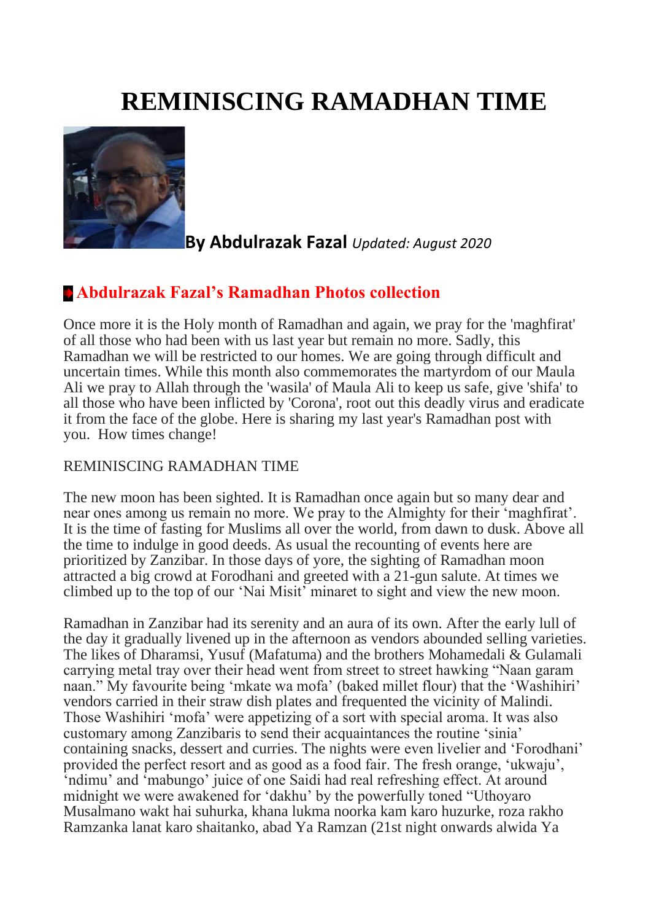# REMINISCING RAMADHAN TIME

**By Abdulrazak Fazal** *Updated: August 2020*

## Abdulrazak Fazal's Ramadhan Photos collection

Once more it is the Holy month of Ramadhan and again, we pray for the 'maghfirat' of all those who had been with us last year but remain no more. Sadly, this Ramadhan we will be restricted to our homes. We are going through difficult and uncertain times. While this month also commemorates the martyrdom of our Maula Ali we pray to Allah through the 'wasila' of Maula Ali to keep us safe, give 'shifa' to all those who have been inflicted by 'Corona', root out this deadly virus and eradicate it from the face of the globe. Here is sharing my last year's Ramadhan post with you.  How times change!

REMINISCING RAMADHAN TIME

The new moon has been sighted. It is Ramadhan once again but so many dear and near ones among us remain no more. We pray to the Almighty for their 'maghfirat'. It is the time of fasting for Muslims all over the world, from dawn to dusk. Above all the time to indulge in good deeds. As usual the recounting of events here are prioritized by Zanzibar. In those days of yore, the sighting of Ramadhan moon attracted a big crowd at Forodhani and greeted with a 21-gun salute. At times we climbed up to the top of our 'Nai Misit' minaret to sight and view the new moon.

Ramadhan in Zanzibar had its serenity and an aura of its own. After the early lull of the day it gradually livened up in the afternoon as vendors abounded selling varieties. The likes of Dharamsi, Yusuf (Mafatuma) and the brothers Mohamedali & Gulamali carrying metal tray over their head went from street to street hawking "Naan garam naan." My favourite being 'mkate wa mofa' (baked millet flour) that the 'Washihiri' vendors carried in their straw dish plates and frequented the vicinity of Malindi. Those Washihiri 'mofa' were appetizing of a sort with special aroma. It was also customary among Zanzibaris to send their acquaintances the routine 'sinia' containing snacks, dessert and curries. The nights were even livelier and 'Forodhani' provided the perfect resort and as good as a food fair. The fresh orange, 'ukwaju', 'ndimu' and 'mabungo' juice of one Saidi had real refreshing effect. At around midnight we were awakened for 'dakhu' by the powerfully toned "Uthoyaro Musalmano wakt hai suhurka, khana lukma noorka kam karo huzurke, roza rakho Ramzanka lanat karo shaitanko, abad Ya Ramzan (21st night onwards alwida Ya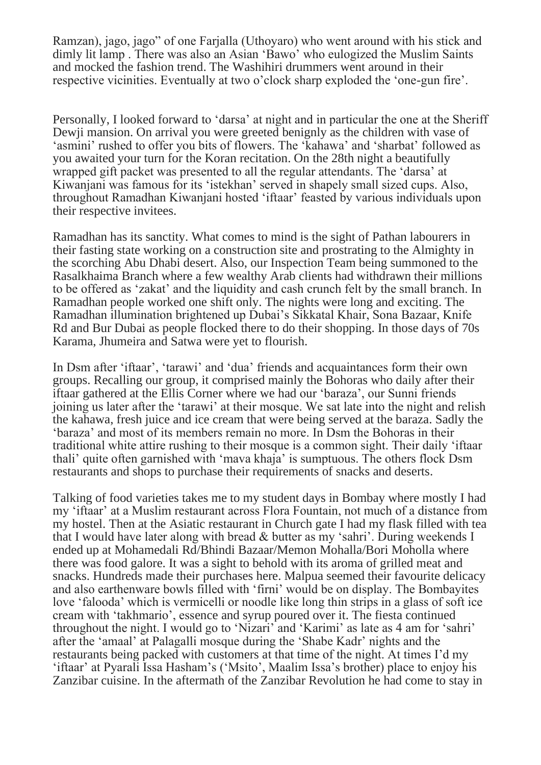Ramzan), jago, jago" of one Farjalla (Uthoyaro) who went around with his stick and dimly lit lamp . There was also an Asian 'Bawo' who eulogized the Muslim Saints and mocked the fashion trend. The Washihiri drummers went around in their respective vicinities. Eventually at two o'clock sharp exploded the 'one-gun fire'.

Personally, I looked forward to 'darsa' at night and in particular the one at the Sheriff Dewji mansion. On arrival you were greeted benignly as the children with vase of 'asmini' rushed to offer you bits of flowers. The 'kahawa' and 'sharbat' followed as you awaited your turn for the Koran recitation. On the 28th night a beautifully wrapped gift packet was presented to all the regular attendants. The 'darsa' at Kiwanjani was famous for its 'istekhan' served in shapely small sized cups. Also, throughout Ramadhan Kiwanjani hosted 'iftaar' feasted by various individuals upon their respective invitees.

Ramadhan has its sanctity. What comes to mind is the sight of Pathan labourers in their fasting state working on a construction site and prostrating to the Almighty in the scorching Abu Dhabi desert. Also, our Inspection Team being summoned to the Rasalkhaima Branch where a few wealthy Arab clients had withdrawn their millions to be offered as 'zakat' and the liquidity and cash crunch felt by the small branch. In Ramadhan people worked one shift only. The nights were long and exciting. The Ramadhan illumination brightened up Dubai's Sikkatal Khair, Sona Bazaar, Knife Rd and Bur Dubai as people flocked there to do their shopping. In those days of 70s Karama, Jhumeira and Satwa were yet to flourish.

In Dsm after 'iftaar', 'tarawi' and 'dua' friends and acquaintances form their own groups. Recalling our group, it comprised mainly the Bohoras who daily after their iftaar gathered at the Ellis Corner where we had our 'baraza', our Sunni friends joining us later after the 'tarawi' at their mosque. We sat late into the night and relish the kahawa, fresh juice and ice cream that were being served at the baraza. Sadly the 'baraza' and most of its members remain no more. In Dsm the Bohoras in their traditional white attire rushing to their mosque is a common sight. Their daily 'iftaar thali' quite often garnished with 'mava khaja' is sumptuous. The others flock Dsm restaurants and shops to purchase their requirements of snacks and deserts.

Talking of food varieties takes me to my student days in Bombay where mostly I had my 'iftaar' at a Muslim restaurant across Flora Fountain, not much of a distance from my hostel. Then at the Asiatic restaurant in Church gate I had my flask filled with tea that I would have later along with bread & butter as my 'sahri'. During weekends I ended up at Mohamedali Rd/Bhindi Bazaar/Memon Mohalla/Bori Moholla where there was food galore. It was a sight to behold with its aroma of grilled meat and snacks. Hundreds made their purchases here. Malpua seemed their favourite delicacy and also earthenware bowls filled with 'firni' would be on display. The Bombayites love 'falooda' which is vermicelli or noodle like long thin strips in a glass of soft ice cream with 'takhmario', essence and syrup poured over it. The fiesta continued throughout the night. I would go to 'Nizari' and 'Karimi' as late as 4 am for 'sahri' after the 'amaal' at Palagalli mosque during the 'Shabe Kadr' nights and the restaurants being packed with customers at that time of the night. At times I'd my 'iftaar' at Pyarali Issa Hasham's ('Msito', Maalim Issa's brother) place to enjoy his Zanzibar cuisine. In the aftermath of the Zanzibar Revolution he had come to stay in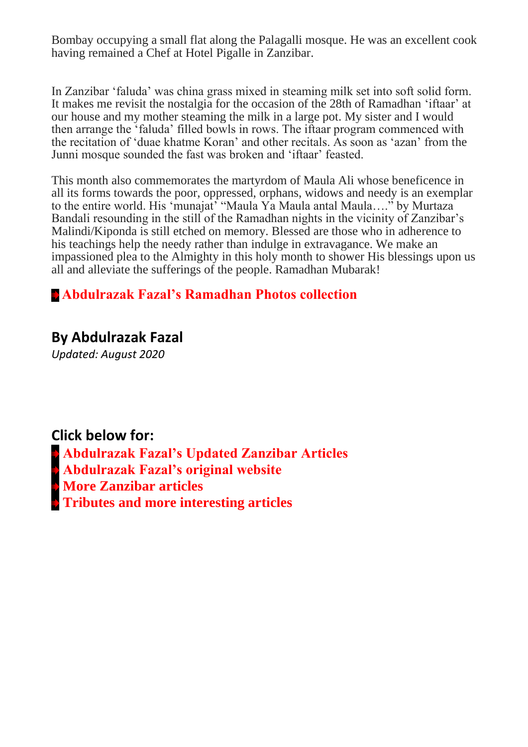Bombay occupying a small flat along the Palagalli mosque. He was an excellent cook having remained a Chef at Hotel Pigalle in Zanzibar.

In Zanzibar 'faluda' was china grass mixed in steaming milk set into soft solid form. It makes me revisit the nostalgia for the occasion of the 28th of Ramadhan 'iftaar' at our house and my mother steaming the milk in a large pot. My sister and I would then arrange the 'faluda' filled bowls in rows. The iftaar program commenced with the recitation of 'duae khatme Koran' and other recitals. As soon as 'azan' from the Junni mosque sounded the fast was broken and 'iftaar' feasted.

This month also commemorates the martyrdom of Maula Ali whose beneficence in all its forms towards the poor, oppressed, orphans, widows and needy is an exemplar to the entire world. His 'munajat' "Maula Ya Maula antal Maula…." by Murtaza Bandali resounding in the still of the Ramadhan nights in the vicinity of Zanzibar's Malindi/Kiponda is still etched on memory. Blessed are those who in adherence to his teachings help the needy rather than indulge in extravagance. We make an impassioned plea to the Almighty in this holy month to shower His blessings upon us all and alleviate the sufferings of the people. Ramadhan Mubarak!

**Abdulrazak Fazal's Ramadhan Photos collection**

## By Abdulrazak Fazal

*Updated: August 2020*

### Click below for:

- **Abdulrazak Fazal's Updated Zanzibar Articles**
- **Abdulrazak Fazal's original website**
- **More Zanzibar articles**
- **Tributes and more interesting articles**